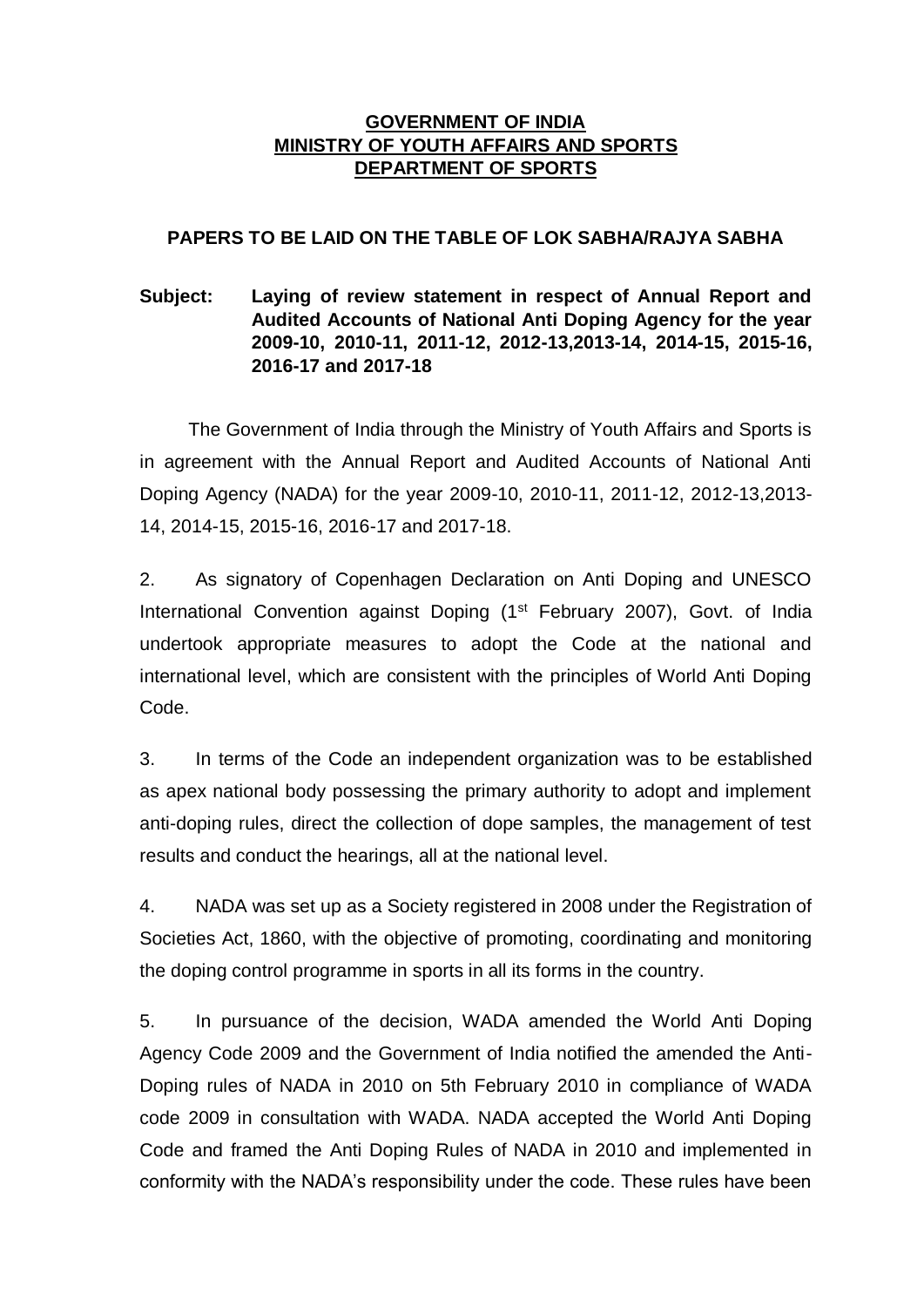**GOVERNMENT OF INDIA**
**MINISTRY OF YOUTH AFFAIRS AND SPORTS**
**DEPARTMENT OF SPORTS**

**PAPERS TO BE LAID ON THE TABLE OF LOK SABHA/RAJYA SABHA**

**Subject: Laying of review statement in respect of Annual Report and Audited Accounts of National Anti Doping Agency for the year 2009-10, 2010-11, 2011-12, 2012-13,2013-14, 2014-15, 2015-16, 2016-17 and 2017-18**

The Government of India through the Ministry of Youth Affairs and Sports is in agreement with the Annual Report and Audited Accounts of National Anti Doping Agency (NADA) for the year 2009-10, 2010-11, 2011-12, 2012-13,2013-14, 2014-15, 2015-16, 2016-17 and 2017-18.

2. As signatory of Copenhagen Declaration on Anti Doping and UNESCO International Convention against Doping (1st February 2007), Govt. of India undertook appropriate measures to adopt the Code at the national and international level, which are consistent with the principles of World Anti Doping Code.

3. In terms of the Code an independent organization was to be established as apex national body possessing the primary authority to adopt and implement anti-doping rules, direct the collection of dope samples, the management of test results and conduct the hearings, all at the national level.

4. NADA was set up as a Society registered in 2008 under the Registration of Societies Act, 1860, with the objective of promoting, coordinating and monitoring the doping control programme in sports in all its forms in the country.

5. In pursuance of the decision, WADA amended the World Anti Doping Agency Code 2009 and the Government of India notified the amended the Anti-Doping rules of NADA in 2010 on 5th February 2010 in compliance of WADA code 2009 in consultation with WADA. NADA accepted the World Anti Doping Code and framed the Anti Doping Rules of NADA in 2010 and implemented in conformity with the NADA's responsibility under the code. These rules have been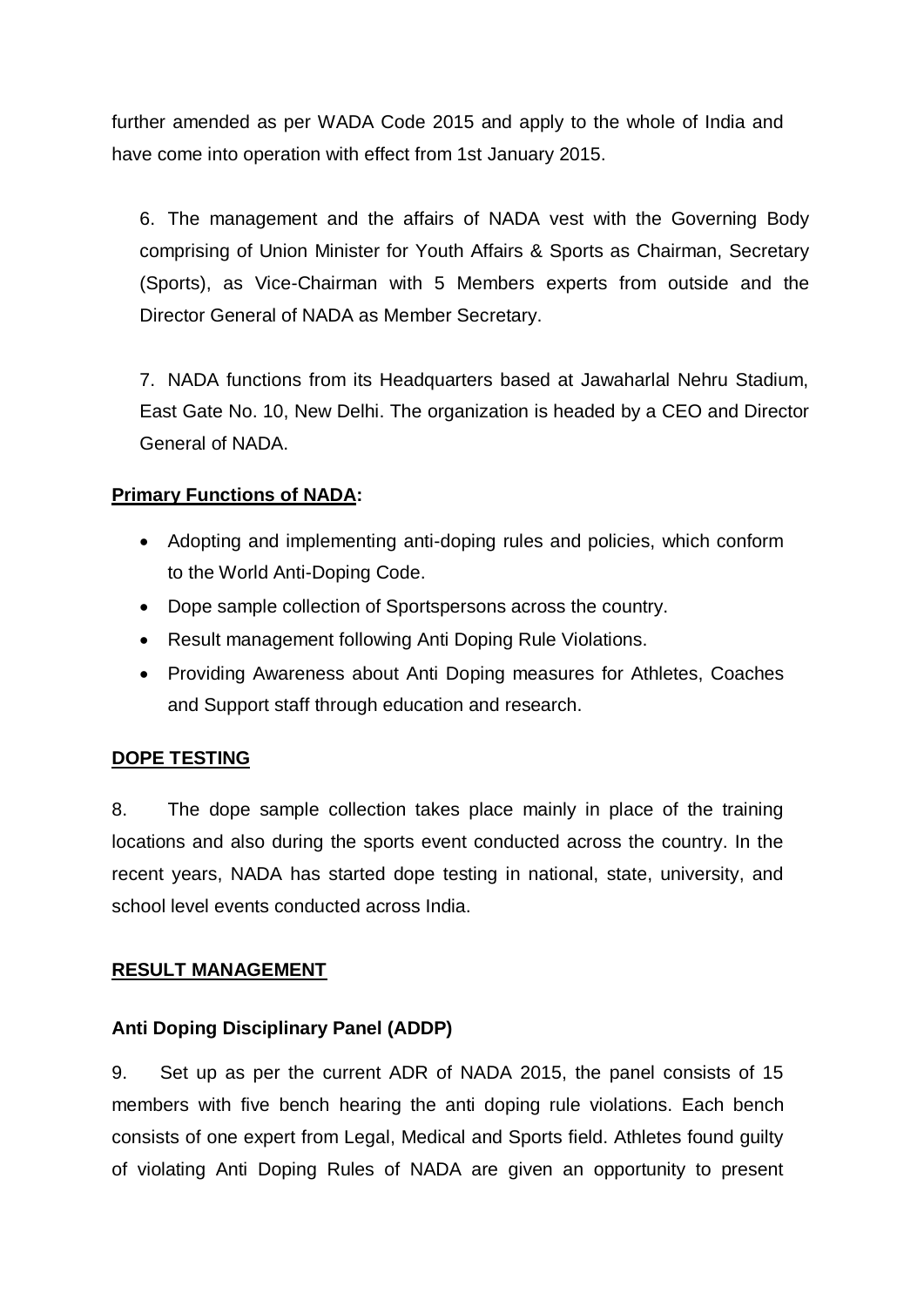further amended as per WADA Code 2015 and apply to the whole of India and have come into operation with effect from 1st January 2015.

6. The management and the affairs of NADA vest with the Governing Body comprising of Union Minister for Youth Affairs & Sports as Chairman, Secretary (Sports), as Vice-Chairman with 5 Members experts from outside and the Director General of NADA as Member Secretary.

7. NADA functions from its Headquarters based at Jawaharlal Nehru Stadium, East Gate No. 10, New Delhi. The organization is headed by a CEO and Director General of NADA.

**Primary Functions of NADA:**

- Adopting and implementing anti-doping rules and policies, which conform to the World Anti-Doping Code.
- Dope sample collection of Sportspersons across the country.
- Result management following Anti Doping Rule Violations.
- Providing Awareness about Anti Doping measures for Athletes, Coaches and Support staff through education and research.

**DOPE TESTING**

8. The dope sample collection takes place mainly in place of the training locations and also during the sports event conducted across the country. In the recent years, NADA has started dope testing in national, state, university, and school level events conducted across India.

**RESULT MANAGEMENT**

**Anti Doping Disciplinary Panel (ADDP)**

9. Set up as per the current ADR of NADA 2015, the panel consists of 15 members with five bench hearing the anti doping rule violations. Each bench consists of one expert from Legal, Medical and Sports field. Athletes found guilty of violating Anti Doping Rules of NADA are given an opportunity to present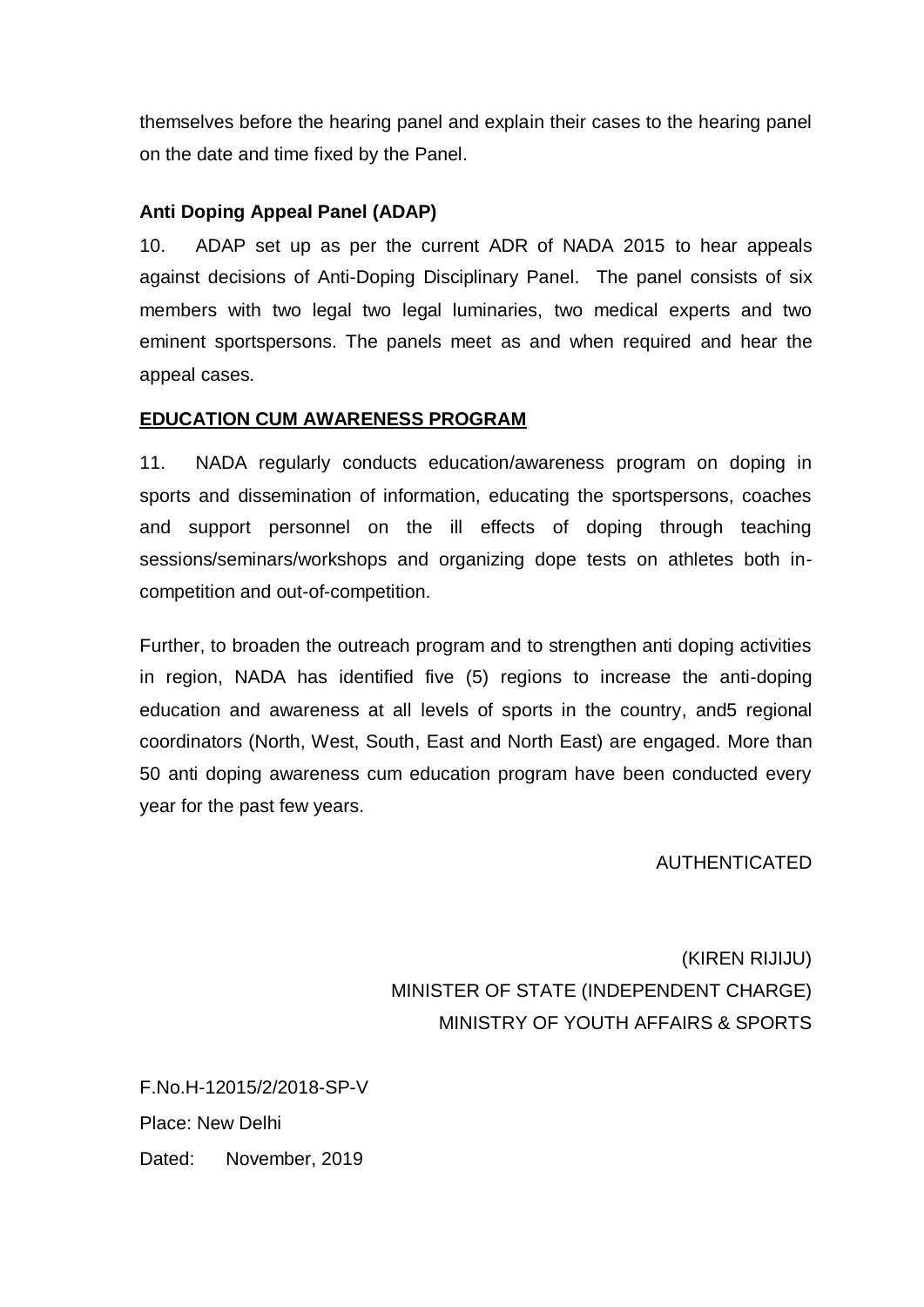themselves before the hearing panel and explain their cases to the hearing panel on the date and time fixed by the Panel.

**Anti Doping Appeal Panel (ADAP)**

10. ADAP set up as per the current ADR of NADA 2015 to hear appeals against decisions of Anti-Doping Disciplinary Panel. The panel consists of six members with two legal two legal luminaries, two medical experts and two eminent sportspersons. The panels meet as and when required and hear the appeal cases.

**EDUCATION CUM AWARENESS PROGRAM**

11. NADA regularly conducts education/awareness program on doping in sports and dissemination of information, educating the sportspersons, coaches and support personnel on the ill effects of doping through teaching sessions/seminars/workshops and organizing dope tests on athletes both in-competition and out-of-competition.

Further, to broaden the outreach program and to strengthen anti doping activities in region, NADA has identified five (5) regions to increase the anti-doping education and awareness at all levels of sports in the country, and5 regional coordinators (North, West, South, East and North East) are engaged. More than 50 anti doping awareness cum education program have been conducted every year for the past few years.

AUTHENTICATED

(KIREN RIJIJU)
MINISTER OF STATE (INDEPENDENT CHARGE)
MINISTRY OF YOUTH AFFAIRS & SPORTS

F.No.H-12015/2/2018-SP-V

Place: New Delhi

Dated: November, 2019